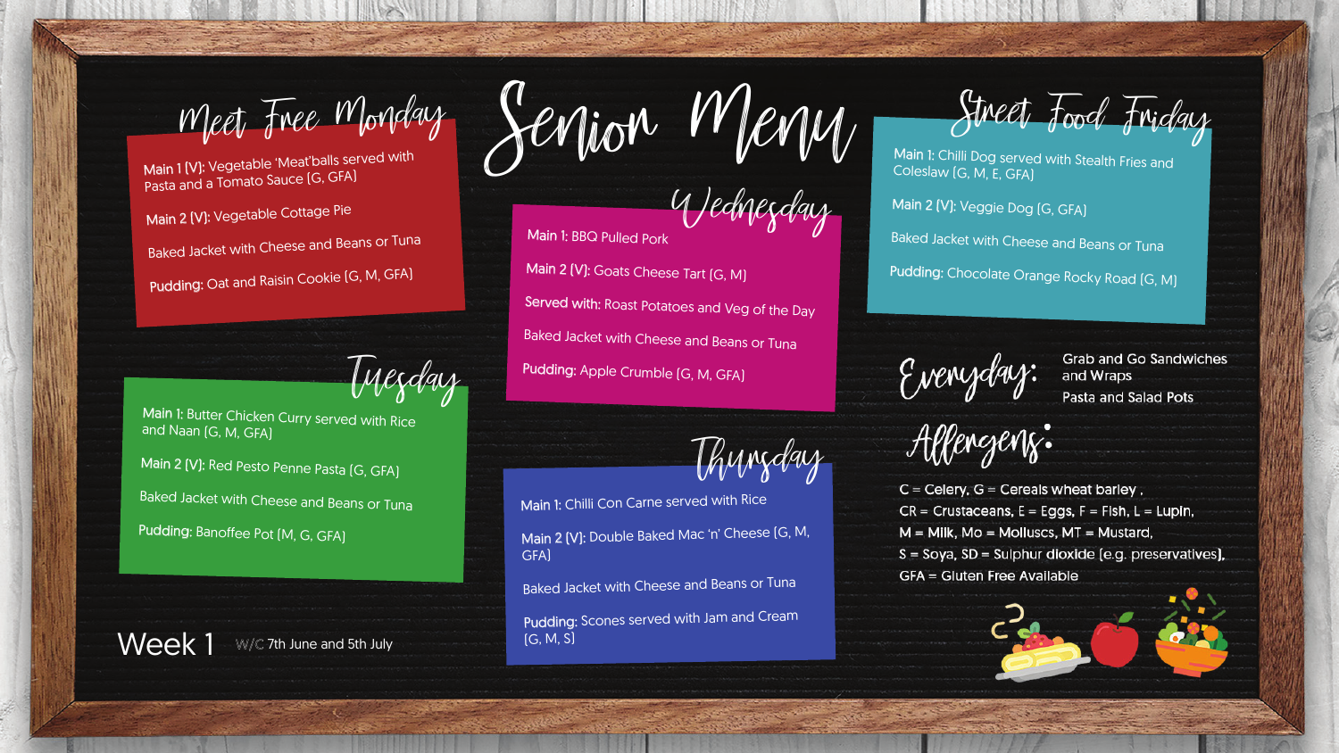# Senior Menu

## Meet Free Monday

**Main 1 (V):** Vegetable 'Meat'balls served with Pasta and a Tomato Sauce (G, GFA)

**Main 2 (V):** Vegetable Cottage Pie

Baked Jacket with Cheese and Beans or Tuna

**Pudding:** Oat and Raisin Cookie (G, M, GFA)

## Tuesday

**Main 1:** Butter Chicken Curry served with Rice and Naan (G, M, GFA)

**Main 2 (V):** Red Pesto Penne Pasta (G, GFA)

Baked Jacket with Cheese and Beans or Tuna

**Pudding:** Banoffee Pot (M, G, GFA)

## Wednesday

**Main 1:** BBQ Pulled Pork

**Main 2 (V):** Goats Cheese Tart (G, M)

**Served with:** Roast Potatoes and Veg of the Day

Baked Jacket with Cheese and Beans or Tuna

**Pudding:** Apple Crumble (G, M, GFA)

## Thursday

**Main 1:** Chilli Con Carne served with Rice

**Main 2 (V):** Double Baked Mac 'n' Cheese (G, M, GFA)

Baked Jacket with Cheese and Beans or Tuna

**Pudding:** Scones served with Jam and Cream (G, M, S)

## Street Food Friday

**Main 1:** Chilli Dog served with Stealth Fries and Coleslaw (G, M, E, GFA)

**Main 2 (V):** Veggie Dog (G, GFA)

Baked Jacket with Cheese and Beans or Tuna

**Pudding:** Chocolate Orange Rocky Road (G, M)

## Everyday:

Grab and Go Sandwiches and Wraps

Pasta and Salad Pots

## Allergens:

C = Celery, G = Cereals wheat barley ,
CR = Crustaceans, E = Eggs, F = Fish, L = Lupin,
M = Milk, Mo = Molluscs, MT = Mustard,
S = Soya, SD = Sulphur dioxide (e.g. preservatives),
GFA = Gluten Free Available

**Week 1** W/C 7th June and 5th July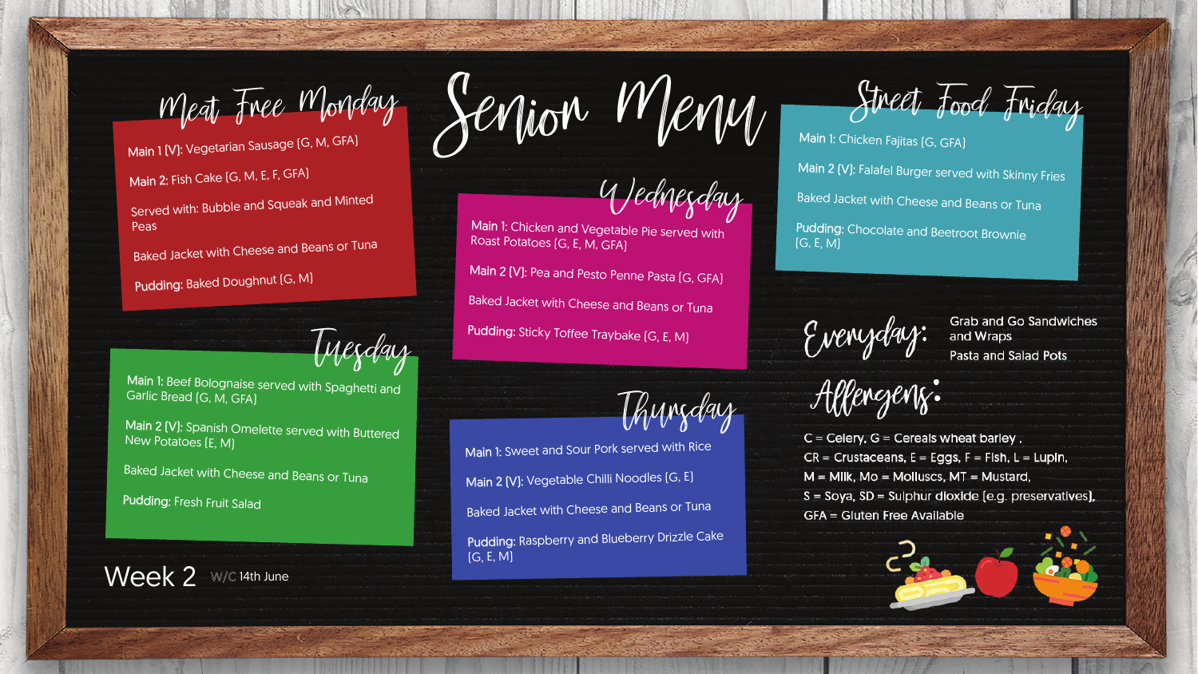# Senior Menu

## Meat Free Monday

**Main 1 (V):** Vegetarian Sausage [G, M, GFA]

**Main 2:** Fish Cake [G, M, E, F, GFA]

**Served with:** Bubble and Squeak and Minted Peas

Baked Jacket with Cheese and Beans or Tuna

**Pudding:** Baked Doughnut [G, M]

## Tuesday

**Main 1:** Beef Bolognaise served with Spaghetti and Garlic Bread [G, M, GFA]

**Main 2 (V):** Spanish Omelette served with Buttered New Potatoes [E, M]

Baked Jacket with Cheese and Beans or Tuna

**Pudding:** Fresh Fruit Salad

## Wednesday

**Main 1:** Chicken and Vegetable Pie served with Roast Potatoes [G, E, M, GFA]

**Main 2 (V):** Pea and Pesto Penne Pasta [G, GFA]

Baked Jacket with Cheese and Beans or Tuna

**Pudding:** Sticky Toffee Traybake [G, E, M]

## Thursday

**Main 1:** Sweet and Sour Pork served with Rice

**Main 2 (V):** Vegetable Chilli Noodles [G, E]

Baked Jacket with Cheese and Beans or Tuna

**Pudding:** Raspberry and Blueberry Drizzle Cake [G, E, M]

## Street Food Friday

**Main 1:** Chicken Fajitas [G, GFA]

**Main 2 (V):** Falafel Burger served with Skinny Fries

Baked Jacket with Cheese and Beans or Tuna

**Pudding:** Chocolate and Beetroot Brownie [G, E, M]

## Everyday:

Grab and Go Sandwiches and Wraps

Pasta and Salad Pots

## Allergens:

C = Celery, G = Cereals wheat barley ,
CR = Crustaceans, E = Eggs, F = Fish, L = Lupin,
M = Milk, Mo = Molluscs, MT = Mustard,
S = Soya, SD = Sulphur dioxide (e.g. preservatives),
GFA = Gluten Free Available

Week 2 W/C 14th June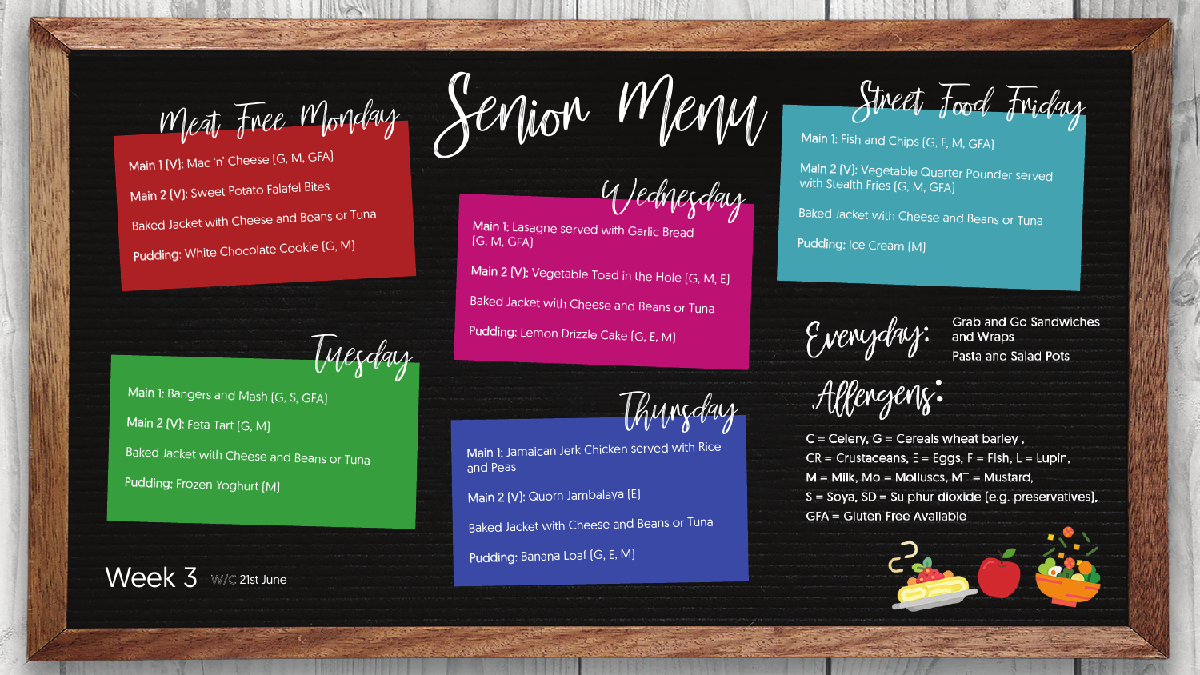# Senior Menu

## Meat Free Monday

Main 1 (V): Mac 'n' Cheese (G, M, GFA)

Main 2 (V): Sweet Potato Falafel Bites

Baked Jacket with Cheese and Beans or Tuna

Pudding: White Chocolate Cookie (G, M)

## Tuesday

Main 1: Bangers and Mash (G, S, GFA)

Main 2 (V): Feta Tart (G, M)

Baked Jacket with Cheese and Beans or Tuna

Pudding: Frozen Yoghurt (M)

## Wednesday

Main 1: Lasagne served with Garlic Bread (G, M, GFA)

Main 2 (V): Vegetable Toad in the Hole (G, M, E)

Baked Jacket with Cheese and Beans or Tuna

Pudding: Lemon Drizzle Cake (G, E, M)

## Thursday

Main 1: Jamaican Jerk Chicken served with Rice and Peas

Main 2 (V): Quorn Jambalaya (E)

Baked Jacket with Cheese and Beans or Tuna

Pudding: Banana Loaf (G, E, M)

## Street Food Friday

Main 1: Fish and Chips (G, F, M, GFA)

Main 2 (V): Vegetable Quarter Pounder served with Stealth Fries (G, M, GFA)

Baked Jacket with Cheese and Beans or Tuna

Pudding: Ice Cream (M)

## Everyday:

Grab and Go Sandwiches and Wraps

Pasta and Salad Pots

## Allergens:

C = Celery, G = Cereals wheat barley ,
CR = Crustaceans, E = Eggs, F = Fish, L = Lupin,
M = Milk, Mo = Molluscs, MT = Mustard,
S = Soya, SD = Sulphur dioxide (e.g. preservatives),
GFA = Gluten Free Available

Week 3 W/C 21st June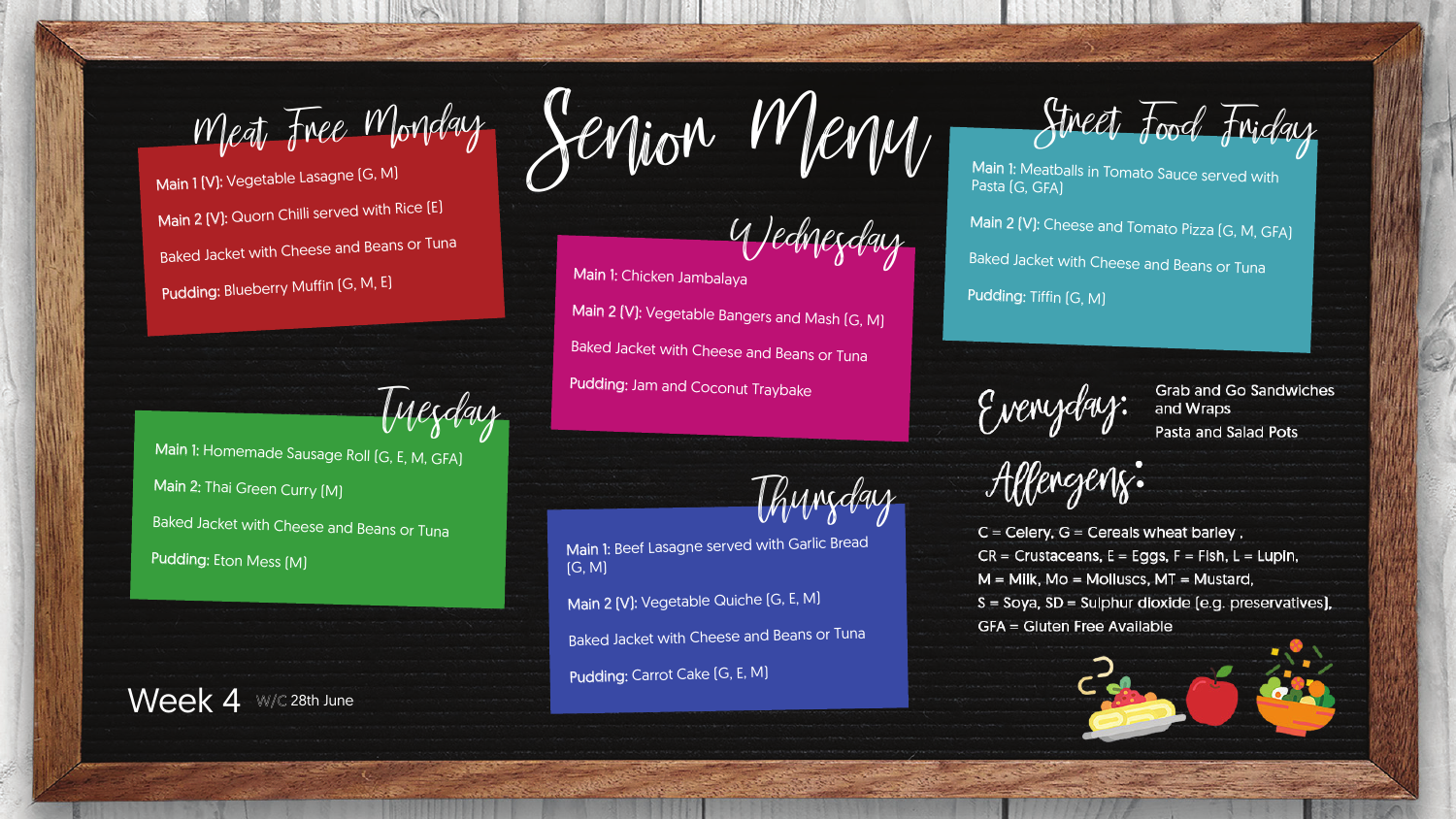# Senior Menu

## Meat Free Monday

**Main 1 (V):** Vegetable Lasagne (G, M)

**Main 2 (V):** Quorn Chilli served with Rice (E)

Baked Jacket with Cheese and Beans or Tuna

**Pudding:** Blueberry Muffin (G, M, E)

## Tuesday

**Main 1:** Homemade Sausage Roll (G, E, M, GFA)

**Main 2:** Thai Green Curry (M)

Baked Jacket with Cheese and Beans or Tuna

**Pudding:** Eton Mess (M)

## Wednesday

**Main 1:** Chicken Jambalaya

**Main 2 (V):** Vegetable Bangers and Mash (G, M)

Baked Jacket with Cheese and Beans or Tuna

**Pudding:** Jam and Coconut Traybake

## Thursday

**Main 1:** Beef Lasagne served with Garlic Bread (G, M)

**Main 2 (V):** Vegetable Quiche (G, E, M)

Baked Jacket with Cheese and Beans or Tuna

**Pudding:** Carrot Cake (G, E, M)

## Street Food Friday

**Main 1:** Meatballs in Tomato Sauce served with Pasta (G, GFA)

**Main 2 (V):** Cheese and Tomato Pizza (G, M, GFA)

Baked Jacket with Cheese and Beans or Tuna

**Pudding:** Tiffin (G, M)

## Everyday:

Grab and Go Sandwiches and Wraps

Pasta and Salad Pots

## Allergens:

C = Celery, G = Cereals wheat barley ,
CR = Crustaceans, E = Eggs, F = Fish, L = Lupin,
M = Milk, Mo = Molluscs, MT = Mustard,
S = Soya, SD = Sulphur dioxide (e.g. preservatives),
GFA = Gluten Free Available

Week 4 W/C 28th June